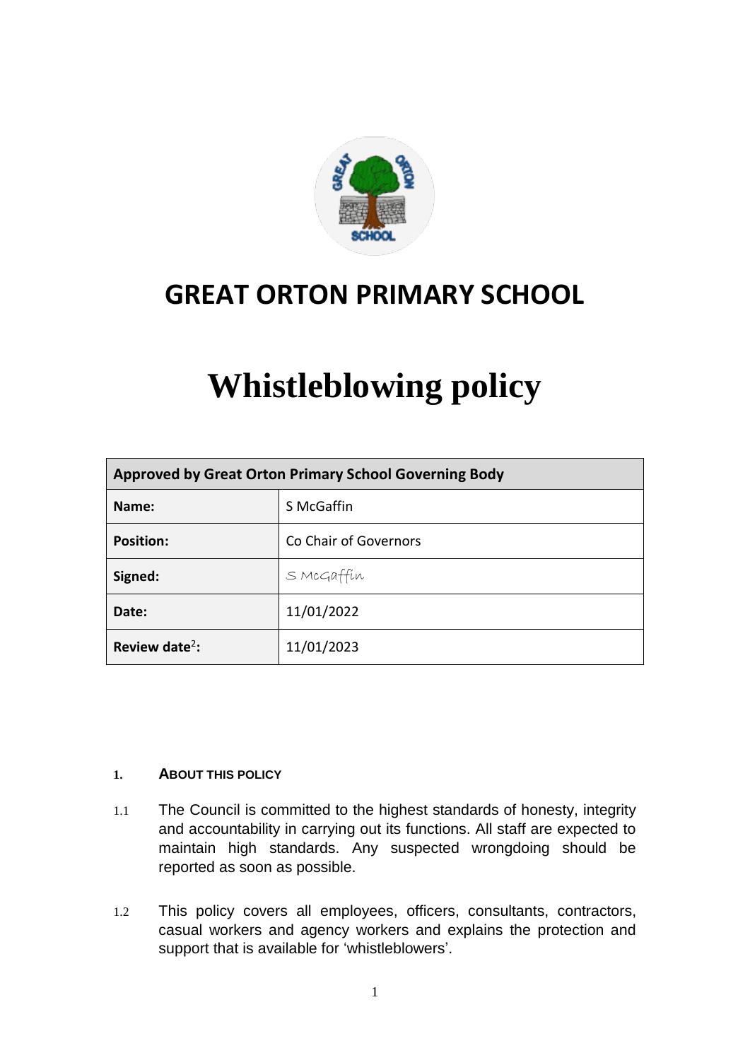# GREAT ORTON PRIMARY SCHOOL

# Whistleblowing policy

| Approved by Great Orton Primary School Governing Body | |
|---|---|
| **Name:** | S McGaffin |
| **Position:** | Co Chair of Governors |
| **Signed:** | S McGaffin |
| **Date:** | 11/01/2022 |
| **Review date[2]:** | 11/01/2023 |

## 1. ABOUT THIS POLICY

1.1 The Council is committed to the highest standards of honesty, integrity and accountability in carrying out its functions. All staff are expected to maintain high standards. Any suspected wrongdoing should be reported as soon as possible.

1.2 This policy covers all employees, officers, consultants, contractors, casual workers and agency workers and explains the protection and support that is available for 'whistleblowers'.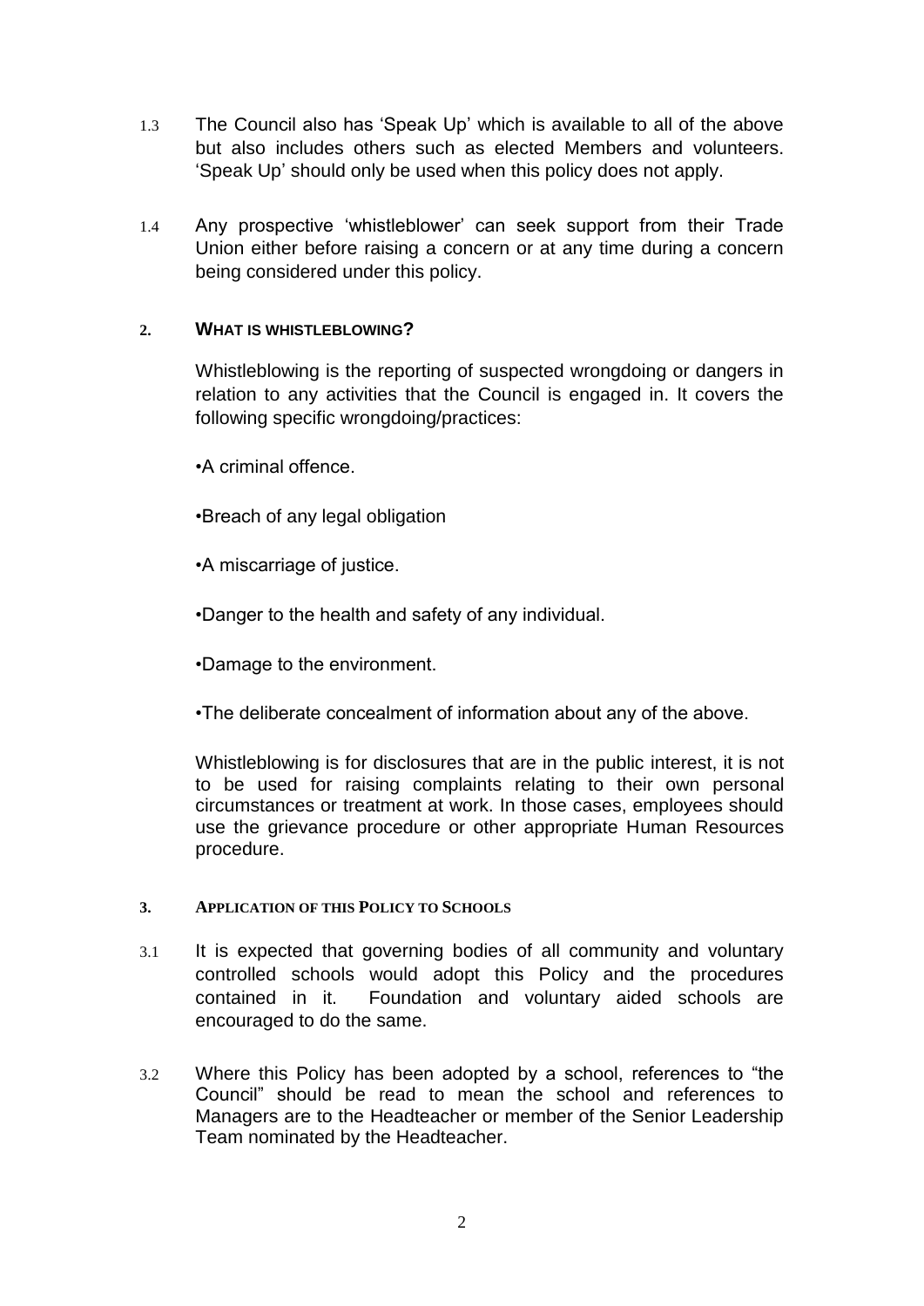1.3 The Council also has 'Speak Up' which is available to all of the above but also includes others such as elected Members and volunteers. 'Speak Up' should only be used when this policy does not apply.

1.4 Any prospective 'whistleblower' can seek support from their Trade Union either before raising a concern or at any time during a concern being considered under this policy.

## 2. WHAT IS WHISTLEBLOWING?

Whistleblowing is the reporting of suspected wrongdoing or dangers in relation to any activities that the Council is engaged in. It covers the following specific wrongdoing/practices:

- A criminal offence.
- Breach of any legal obligation
- A miscarriage of justice.
- Danger to the health and safety of any individual.
- Damage to the environment.
- The deliberate concealment of information about any of the above.

Whistleblowing is for disclosures that are in the public interest, it is not to be used for raising complaints relating to their own personal circumstances or treatment at work. In those cases, employees should use the grievance procedure or other appropriate Human Resources procedure.

## 3. APPLICATION OF THIS POLICY TO SCHOOLS

3.1 It is expected that governing bodies of all community and voluntary controlled schools would adopt this Policy and the procedures contained in it. Foundation and voluntary aided schools are encouraged to do the same.

3.2 Where this Policy has been adopted by a school, references to "the Council" should be read to mean the school and references to Managers are to the Headteacher or member of the Senior Leadership Team nominated by the Headteacher.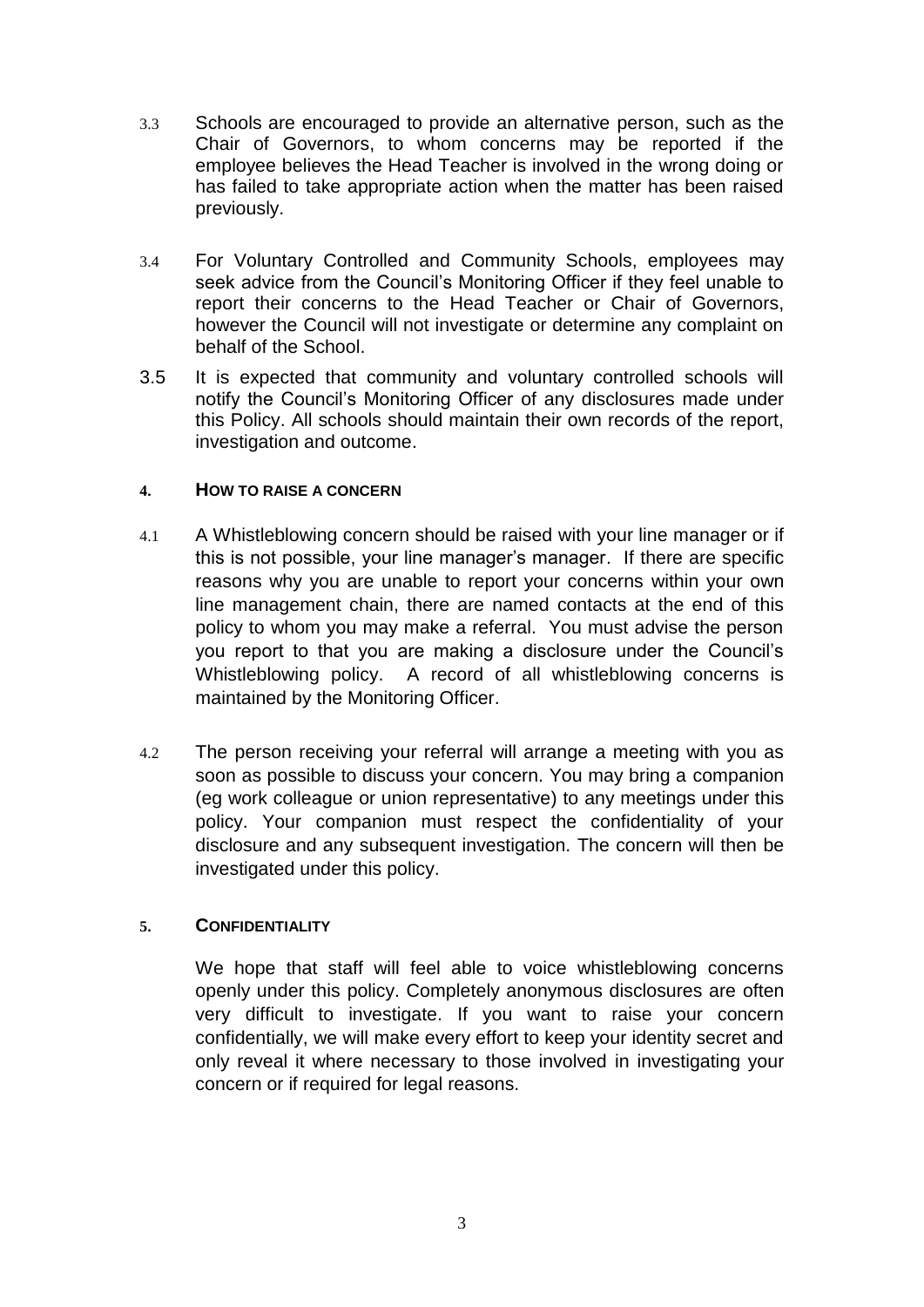3.3 Schools are encouraged to provide an alternative person, such as the Chair of Governors, to whom concerns may be reported if the employee believes the Head Teacher is involved in the wrong doing or has failed to take appropriate action when the matter has been raised previously.

3.4 For Voluntary Controlled and Community Schools, employees may seek advice from the Council's Monitoring Officer if they feel unable to report their concerns to the Head Teacher or Chair of Governors, however the Council will not investigate or determine any complaint on behalf of the School.

3.5 It is expected that community and voluntary controlled schools will notify the Council's Monitoring Officer of any disclosures made under this Policy. All schools should maintain their own records of the report, investigation and outcome.

## 4. HOW TO RAISE A CONCERN

4.1 A Whistleblowing concern should be raised with your line manager or if this is not possible, your line manager's manager. If there are specific reasons why you are unable to report your concerns within your own line management chain, there are named contacts at the end of this policy to whom you may make a referral. You must advise the person you report to that you are making a disclosure under the Council's Whistleblowing policy. A record of all whistleblowing concerns is maintained by the Monitoring Officer.

4.2 The person receiving your referral will arrange a meeting with you as soon as possible to discuss your concern. You may bring a companion (eg work colleague or union representative) to any meetings under this policy. Your companion must respect the confidentiality of your disclosure and any subsequent investigation. The concern will then be investigated under this policy.

## 5. CONFIDENTIALITY

We hope that staff will feel able to voice whistleblowing concerns openly under this policy. Completely anonymous disclosures are often very difficult to investigate. If you want to raise your concern confidentially, we will make every effort to keep your identity secret and only reveal it where necessary to those involved in investigating your concern or if required for legal reasons.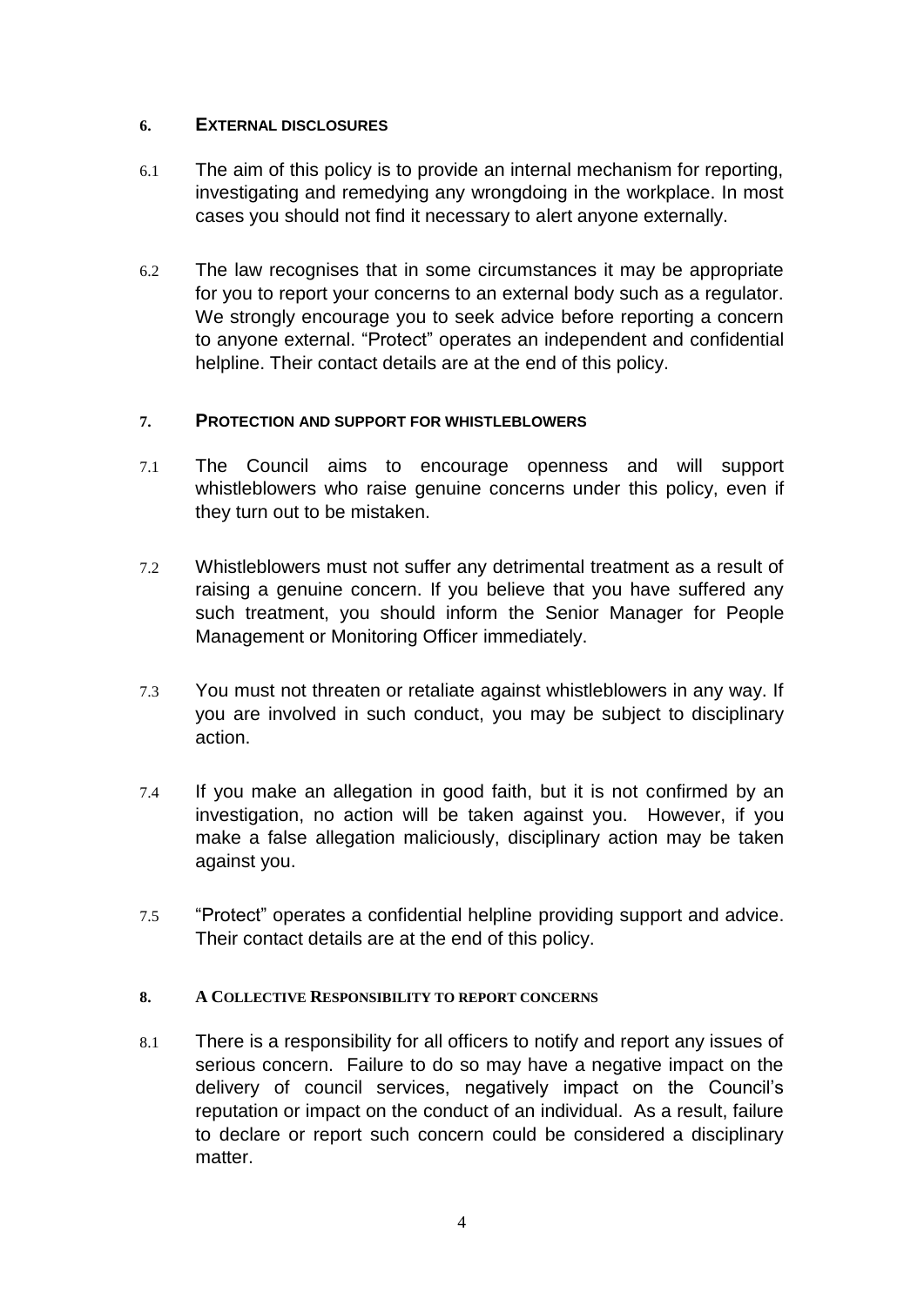## 6. EXTERNAL DISCLOSURES

6.1 The aim of this policy is to provide an internal mechanism for reporting, investigating and remedying any wrongdoing in the workplace. In most cases you should not find it necessary to alert anyone externally.

6.2 The law recognises that in some circumstances it may be appropriate for you to report your concerns to an external body such as a regulator. We strongly encourage you to seek advice before reporting a concern to anyone external. "Protect" operates an independent and confidential helpline. Their contact details are at the end of this policy.

## 7. PROTECTION AND SUPPORT FOR WHISTLEBLOWERS

7.1 The Council aims to encourage openness and will support whistleblowers who raise genuine concerns under this policy, even if they turn out to be mistaken.

7.2 Whistleblowers must not suffer any detrimental treatment as a result of raising a genuine concern. If you believe that you have suffered any such treatment, you should inform the Senior Manager for People Management or Monitoring Officer immediately.

7.3 You must not threaten or retaliate against whistleblowers in any way. If you are involved in such conduct, you may be subject to disciplinary action.

7.4 If you make an allegation in good faith, but it is not confirmed by an investigation, no action will be taken against you. However, if you make a false allegation maliciously, disciplinary action may be taken against you.

7.5 "Protect" operates a confidential helpline providing support and advice. Their contact details are at the end of this policy.

## 8. A COLLECTIVE RESPONSIBILITY TO REPORT CONCERNS

8.1 There is a responsibility for all officers to notify and report any issues of serious concern. Failure to do so may have a negative impact on the delivery of council services, negatively impact on the Council's reputation or impact on the conduct of an individual. As a result, failure to declare or report such concern could be considered a disciplinary matter.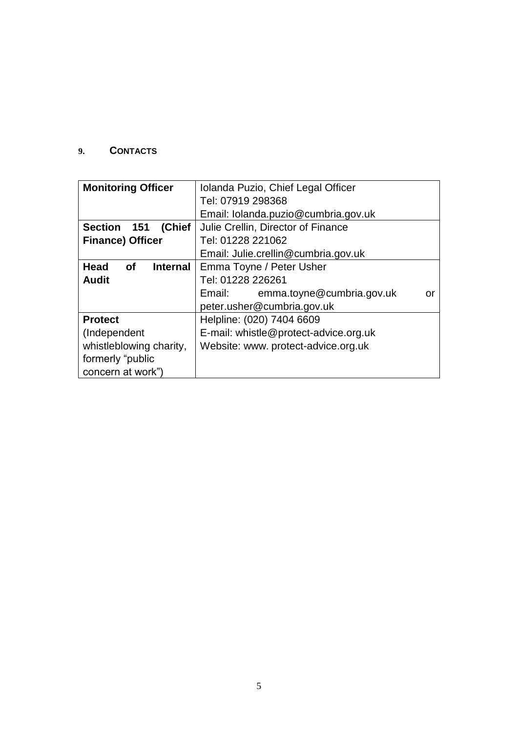## 9. CONTACTS

| | |
|---|---|
| **Monitoring Officer** | Iolanda Puzio, Chief Legal Officer<br>Tel: 07919 298368<br>Email: Iolanda.puzio@cumbria.gov.uk |
| **Section 151 (Chief Finance) Officer** | Julie Crellin, Director of Finance<br>Tel: 01228 221062<br>Email: Julie.crellin@cumbria.gov.uk |
| **Head of Internal Audit** | Emma Toyne / Peter Usher<br>Tel: 01228 226261<br>Email: emma.toyne@cumbria.gov.uk or peter.usher@cumbria.gov.uk |
| **Protect** (Independent whistleblowing charity, formerly "public concern at work") | Helpline: (020) 7404 6609<br>E-mail: whistle@protect-advice.org.uk<br>Website: www. protect-advice.org.uk |